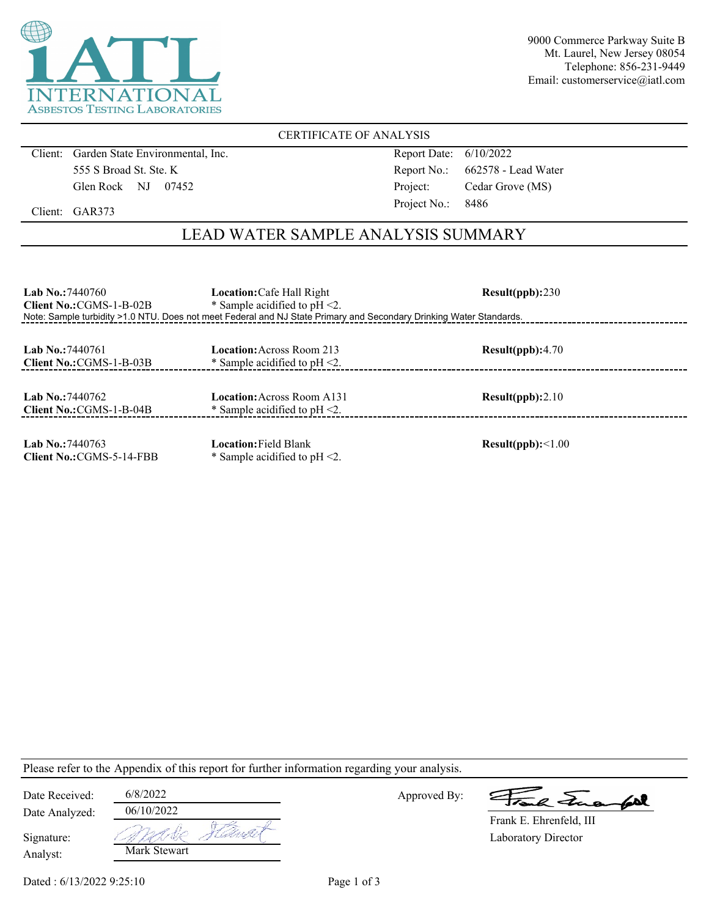iATL INTERNATIONAL ASBESTOS TESTING LABORATORIES

9000 Commerce Parkway Suite B
Mt. Laurel, New Jersey 08054
Telephone: 856-231-9449
Email: customerservice@iatl.com

## CERTIFICATE OF ANALYSIS

Client: Garden State Environmental, Inc.
555 S Broad St. Ste. K
Glen Rock NJ 07452

Client: GAR373

Report Date: 6/10/2022
Report No.: 662578 - Lead Water
Project: Cedar Grove (MS)
Project No.: 8486

## LEAD WATER SAMPLE ANALYSIS SUMMARY

**Lab No.:** 7440760
**Client No.:** CGMS-1-B-02B
**Location:** Cafe Hall Right
* Sample acidified to pH <2.
**Result(ppb):** 230

Note: Sample turbidity >1.0 NTU. Does not meet Federal and NJ State Primary and Secondary Drinking Water Standards.

---

**Lab No.:** 7440761
**Client No.:** CGMS-1-B-03B
**Location:** Across Room 213
* Sample acidified to pH <2.
**Result(ppb):** 4.70

---

**Lab No.:** 7440762
**Client No.:** CGMS-1-B-04B
**Location:** Across Room A131
* Sample acidified to pH <2.
**Result(ppb):** 2.10

---

**Lab No.:** 7440763
**Client No.:** CGMS-5-14-FBB
**Location:** Field Blank
* Sample acidified to pH <2.
**Result(ppb):** <1.00

---

Please refer to the Appendix of this report for further information regarding your analysis.

Date Received: 6/8/2022
Date Analyzed: 06/10/2022
Signature: Mark Stewart
Analyst: Mark Stewart

Approved By: Frank E. Ehrenfeld, III
Laboratory Director

Dated : 6/13/2022 9:25:10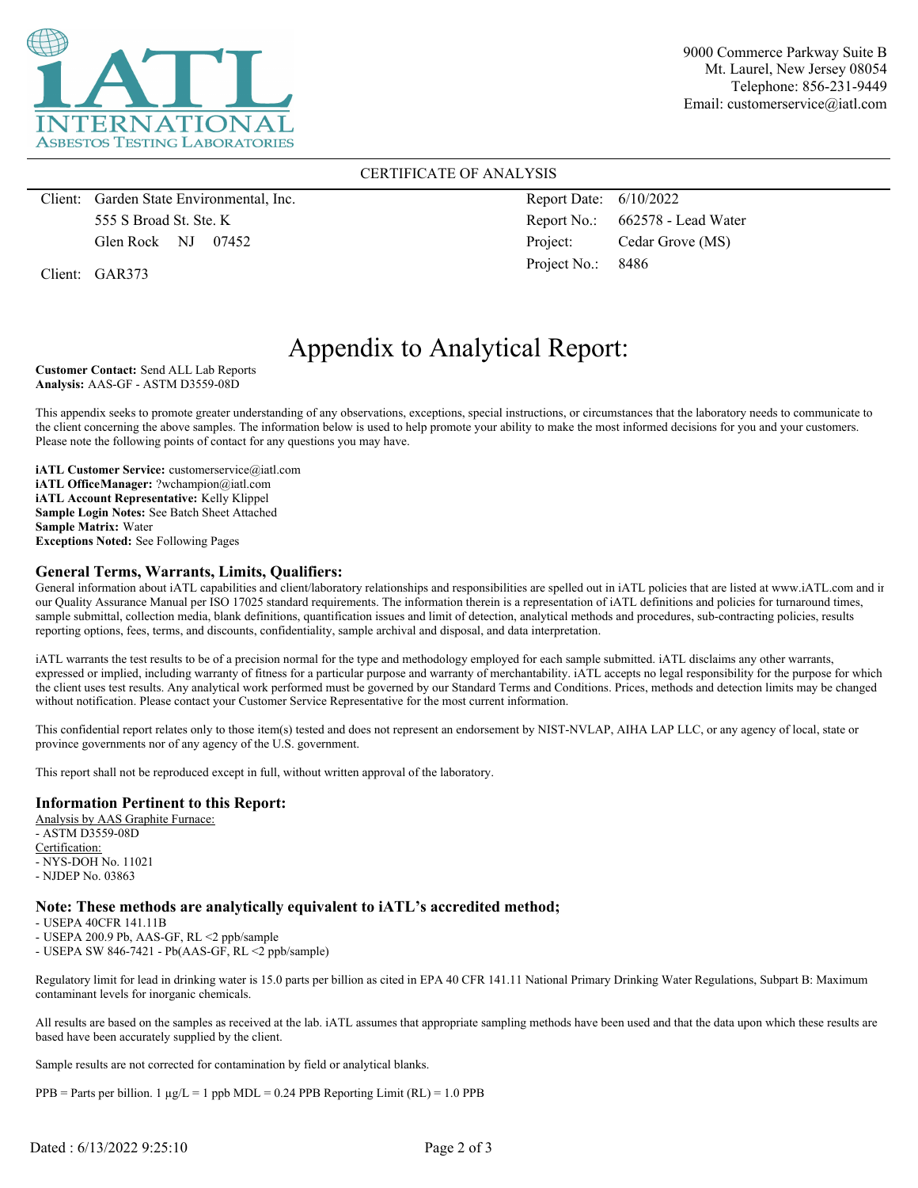iATL INTERNATIONAL ASBESTOS TESTING LABORATORIES

9000 Commerce Parkway Suite B
Mt. Laurel, New Jersey 08054
Telephone: 856-231-9449
Email: customerservice@iatl.com

CERTIFICATE OF ANALYSIS

| | | | |
|---|---|---|---|
| Client: | Garden State Environmental, Inc. | Report Date: | 6/10/2022 |
| | 555 S Broad St. Ste. K | Report No.: | 662578 - Lead Water |
| | Glen Rock NJ 07452 | Project: | Cedar Grove (MS) |
| Client: | GAR373 | Project No.: | 8486 |

# Appendix to Analytical Report:

**Customer Contact:** Send ALL Lab Reports
**Analysis:** AAS-GF - ASTM D3559-08D

This appendix seeks to promote greater understanding of any observations, exceptions, special instructions, or circumstances that the laboratory needs to communicate to the client concerning the above samples. The information below is used to help promote your ability to make the most informed decisions for you and your customers. Please note the following points of contact for any questions you may have.

**iATL Customer Service:** customerservice@iatl.com
**iATL OfficeManager:** ?wchampion@iatl.com
**iATL Account Representative:** Kelly Klippel
**Sample Login Notes:** See Batch Sheet Attached
**Sample Matrix:** Water
**Exceptions Noted:** See Following Pages

## General Terms, Warrants, Limits, Qualifiers:

General information about iATL capabilities and client/laboratory relationships and responsibilities are spelled out in iATL policies that are listed at www.iATL.com and in our Quality Assurance Manual per ISO 17025 standard requirements. The information therein is a representation of iATL definitions and policies for turnaround times, sample submittal, collection media, blank definitions, quantification issues and limit of detection, analytical methods and procedures, sub-contracting policies, results reporting options, fees, terms, and discounts, confidentiality, sample archival and disposal, and data interpretation.

iATL warrants the test results to be of a precision normal for the type and methodology employed for each sample submitted. iATL disclaims any other warrants, expressed or implied, including warranty of fitness for a particular purpose and warranty of merchantability. iATL accepts no legal responsibility for the purpose for which the client uses test results. Any analytical work performed must be governed by our Standard Terms and Conditions. Prices, methods and detection limits may be changed without notification. Please contact your Customer Service Representative for the most current information.

This confidential report relates only to those item(s) tested and does not represent an endorsement by NIST-NVLAP, AIHA LAP LLC, or any agency of local, state or province governments nor of any agency of the U.S. government.

This report shall not be reproduced except in full, without written approval of the laboratory.

## Information Pertinent to this Report:

Analysis by AAS Graphite Furnace:
- ASTM D3559-08D

Certification:
- NYS-DOH No. 11021
- NJDEP No. 03863

## Note: These methods are analytically equivalent to iATL's accredited method;

- USEPA 40CFR 141.11B
- USEPA 200.9 Pb, AAS-GF, RL <2 ppb/sample
- USEPA SW 846-7421 - Pb(AAS-GF, RL <2 ppb/sample)

Regulatory limit for lead in drinking water is 15.0 parts per billion as cited in EPA 40 CFR 141.11 National Primary Drinking Water Regulations, Subpart B: Maximum contaminant levels for inorganic chemicals.

All results are based on the samples as received at the lab. iATL assumes that appropriate sampling methods have been used and that the data upon which these results are based have been accurately supplied by the client.

Sample results are not corrected for contamination by field or analytical blanks.

PPB = Parts per billion. 1 µg/L = 1 ppb MDL = 0.24 PPB Reporting Limit (RL) = 1.0 PPB

Dated : 6/13/2022 9:25:10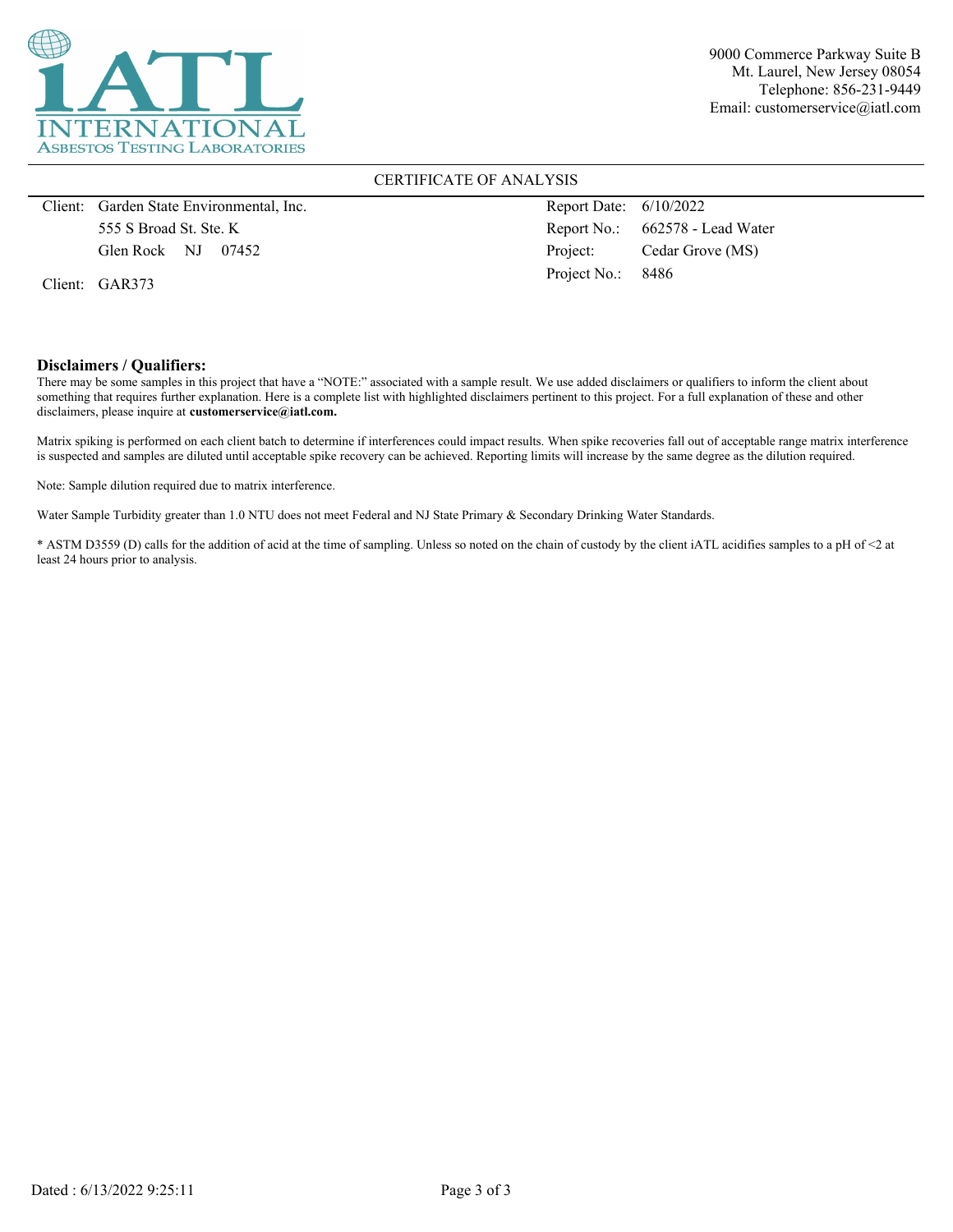iATL INTERNATIONAL ASBESTOS TESTING LABORATORIES

9000 Commerce Parkway Suite B
Mt. Laurel, New Jersey 08054
Telephone: 856-231-9449
Email: customerservice@iatl.com

CERTIFICATE OF ANALYSIS

| | | | |
|---|---|---|---|
| Client: | Garden State Environmental, Inc. | Report Date: | 6/10/2022 |
| | 555 S Broad St. Ste. K | Report No.: | 662578 - Lead Water |
| | Glen Rock NJ 07452 | Project: | Cedar Grove (MS) |
| Client: | GAR373 | Project No.: | 8486 |

**Disclaimers / Qualifiers:**

There may be some samples in this project that have a "NOTE:" associated with a sample result. We use added disclaimers or qualifiers to inform the client about something that requires further explanation. Here is a complete list with highlighted disclaimers pertinent to this project. For a full explanation of these and other disclaimers, please inquire at **customerservice@iatl.com.**

Matrix spiking is performed on each client batch to determine if interferences could impact results. When spike recoveries fall out of acceptable range matrix interference is suspected and samples are diluted until acceptable spike recovery can be achieved. Reporting limits will increase by the same degree as the dilution required.

Note: Sample dilution required due to matrix interference.

Water Sample Turbidity greater than 1.0 NTU does not meet Federal and NJ State Primary & Secondary Drinking Water Standards.

* ASTM D3559 (D) calls for the addition of acid at the time of sampling. Unless so noted on the chain of custody by the client iATL acidifies samples to a pH of <2 at least 24 hours prior to analysis.

Dated : 6/13/2022 9:25:11